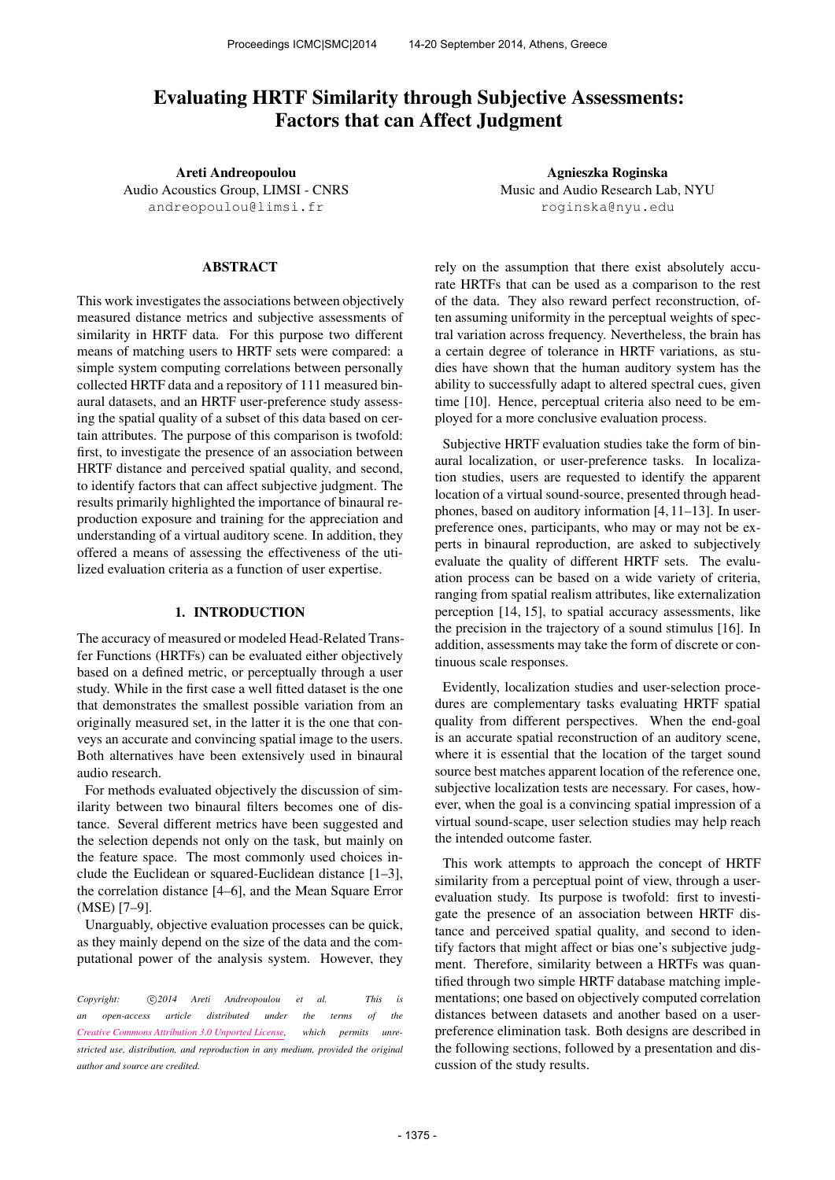# Evaluating HRTF Similarity through Subjective Assessments: Factors that can Affect Judgment

**Areti Andreopoulou**
Audio Acoustics Group, LIMSI - CNRS
andreopoulou@limsi.fr

**Agnieszka Roginska**
Music and Audio Research Lab, NYU
roginska@nyu.edu

## ABSTRACT

This work investigates the associations between objectively measured distance metrics and subjective assessments of similarity in HRTF data. For this purpose two different means of matching users to HRTF sets were compared: a simple system computing correlations between personally collected HRTF data and a repository of 111 measured binaural datasets, and an HRTF user-preference study assessing the spatial quality of a subset of this data based on certain attributes. The purpose of this comparison is twofold: first, to investigate the presence of an association between HRTF distance and perceived spatial quality, and second, to identify factors that can affect subjective judgment. The results primarily highlighted the importance of binaural reproduction exposure and training for the appreciation and understanding of a virtual auditory scene. In addition, they offered a means of assessing the effectiveness of the utilized evaluation criteria as a function of user expertise.

## 1. INTRODUCTION

The accuracy of measured or modeled Head-Related Transfer Functions (HRTFs) can be evaluated either objectively based on a defined metric, or perceptually through a user study. While in the first case a well fitted dataset is the one that demonstrates the smallest possible variation from an originally measured set, in the latter it is the one that conveys an accurate and convincing spatial image to the users. Both alternatives have been extensively used in binaural audio research.

For methods evaluated objectively the discussion of similarity between two binaural filters becomes one of distance. Several different metrics have been suggested and the selection depends not only on the task, but mainly on the feature space. The most commonly used choices include the Euclidean or squared-Euclidean distance [1–3], the correlation distance [4–6], and the Mean Square Error (MSE) [7–9].

Unarguably, objective evaluation processes can be quick, as they mainly depend on the size of the data and the computational power of the analysis system. However, they rely on the assumption that there exist absolutely accurate HRTFs that can be used as a comparison to the rest of the data. They also reward perfect reconstruction, often assuming uniformity in the perceptual weights of spectral variation across frequency. Nevertheless, the brain has a certain degree of tolerance in HRTF variations, as studies have shown that the human auditory system has the ability to successfully adapt to altered spectral cues, given time [10]. Hence, perceptual criteria also need to be employed for a more conclusive evaluation process.

Subjective HRTF evaluation studies take the form of binaural localization, or user-preference tasks. In localization studies, users are requested to identify the apparent location of a virtual sound-source, presented through headphones, based on auditory information [4, 11–13]. In user-preference ones, participants, who may or may not be experts in binaural reproduction, are asked to subjectively evaluate the quality of different HRTF sets. The evaluation process can be based on a wide variety of criteria, ranging from spatial realism attributes, like externalization perception [14, 15], to spatial accuracy assessments, like the precision in the trajectory of a sound stimulus [16]. In addition, assessments may take the form of discrete or continuous scale responses.

Evidently, localization studies and user-selection procedures are complementary tasks evaluating HRTF spatial quality from different perspectives. When the end-goal is an accurate spatial reconstruction of an auditory scene, where it is essential that the location of the target sound source best matches apparent location of the reference one, subjective localization tests are necessary. For cases, however, when the goal is a convincing spatial impression of a virtual sound-scape, user selection studies may help reach the intended outcome faster.

This work attempts to approach the concept of HRTF similarity from a perceptual point of view, through a user-evaluation study. Its purpose is twofold: first to investigate the presence of an association between HRTF distance and perceived spatial quality, and second to identify factors that might affect or bias one's subjective judgment. Therefore, similarity between a HRTFs was quantified through two simple HRTF database matching implementations; one based on objectively computed correlation distances between datasets and another based on a user-preference elimination task. Both designs are described in the following sections, followed by a presentation and discussion of the study results.

*Copyright: ©2014 Areti Andreopoulou et al. This is an open-access article distributed under the terms of the Creative Commons Attribution 3.0 Unported License, which permits unrestricted use, distribution, and reproduction in any medium, provided the original author and source are credited.*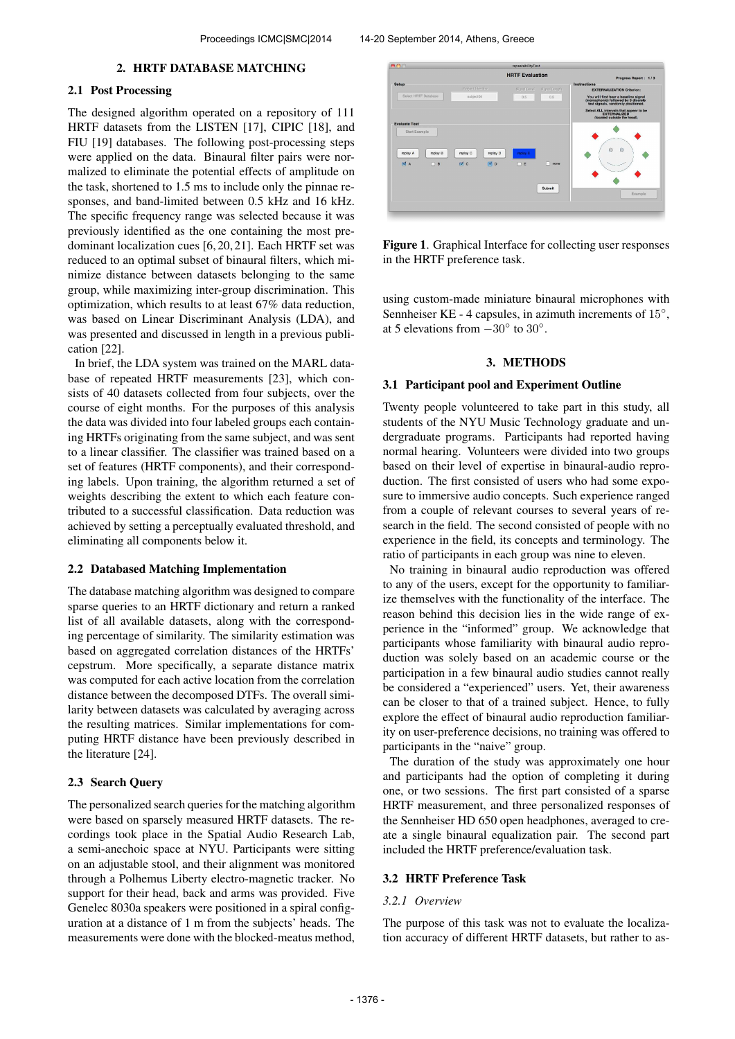## 2. HRTF DATABASE MATCHING

### 2.1 Post Processing

The designed algorithm operated on a repository of 111 HRTF datasets from the LISTEN [17], CIPIC [18], and FIU [19] databases. The following post-processing steps were applied on the data. Binaural filter pairs were normalized to eliminate the potential effects of amplitude on the task, shortened to 1.5 ms to include only the pinnae responses, and band-limited between 0.5 kHz and 16 kHz. The specific frequency range was selected because it was previously identified as the one containing the most predominant localization cues [6, 20, 21]. Each HRTF set was reduced to an optimal subset of binaural filters, which minimize distance between datasets belonging to the same group, while maximizing inter-group discrimination. This optimization, which results to at least 67% data reduction, was based on Linear Discriminant Analysis (LDA), and was presented and discussed in length in a previous publication [22].

In brief, the LDA system was trained on the MARL database of repeated HRTF measurements [23], which consists of 40 datasets collected from four subjects, over the course of eight months. For the purposes of this analysis the data was divided into four labeled groups each containing HRTFs originating from the same subject, and was sent to a linear classifier. The classifier was trained based on a set of features (HRTF components), and their corresponding labels. Upon training, the algorithm returned a set of weights describing the extent to which each feature contributed to a successful classification. Data reduction was achieved by setting a perceptually evaluated threshold, and eliminating all components below it.

### 2.2 Databased Matching Implementation

The database matching algorithm was designed to compare sparse queries to an HRTF dictionary and return a ranked list of all available datasets, along with the corresponding percentage of similarity. The similarity estimation was based on aggregated correlation distances of the HRTFs' cepstrum. More specifically, a separate distance matrix was computed for each active location from the correlation distance between the decomposed DTFs. The overall similarity between datasets was calculated by averaging across the resulting matrices. Similar implementations for computing HRTF distance have been previously described in the literature [24].

### 2.3 Search Query

The personalized search queries for the matching algorithm were based on sparsely measured HRTF datasets. The recordings took place in the Spatial Audio Research Lab, a semi-anechoic space at NYU. Participants were sitting on an adjustable stool, and their alignment was monitored through a Polhemus Liberty electro-magnetic tracker. No support for their head, back and arms was provided. Five Genelec 8030a speakers were positioned in a spiral configuration at a distance of 1 m from the subjects' heads. The measurements were done with the blocked-meatus method, using custom-made miniature binaural microphones with Sennheiser KE - 4 capsules, in azimuth increments of $15°$, at 5 elevations from $-30°$ to $30°$.

**Figure 1**. Graphical Interface for collecting user responses in the HRTF preference task.

## 3. METHODS

### 3.1 Participant pool and Experiment Outline

Twenty people volunteered to take part in this study, all students of the NYU Music Technology graduate and undergraduate programs. Participants had reported having normal hearing. Volunteers were divided into two groups based on their level of expertise in binaural-audio reproduction. The first consisted of users who had some exposure to immersive audio concepts. Such experience ranged from a couple of relevant courses to several years of research in the field. The second consisted of people with no experience in the field, its concepts and terminology. The ratio of participants in each group was nine to eleven.

No training in binaural audio reproduction was offered to any of the users, except for the opportunity to familiarize themselves with the functionality of the interface. The reason behind this decision lies in the wide range of experience in the "informed" group. We acknowledge that participants whose familiarity with binaural audio reproduction was solely based on an academic course or the participation in a few binaural audio studies cannot really be considered a "experienced" users. Yet, their awareness can be closer to that of a trained subject. Hence, to fully explore the effect of binaural audio reproduction familiarity on user-preference decisions, no training was offered to participants in the "naive" group.

The duration of the study was approximately one hour and participants had the option of completing it during one, or two sessions. The first part consisted of a sparse HRTF measurement, and three personalized responses of the Sennheiser HD 650 open headphones, averaged to create a single binaural equalization pair. The second part included the HRTF preference/evaluation task.

### 3.2 HRTF Preference Task

#### *3.2.1 Overview*

The purpose of this task was not to evaluate the localization accuracy of different HRTF datasets, but rather to as-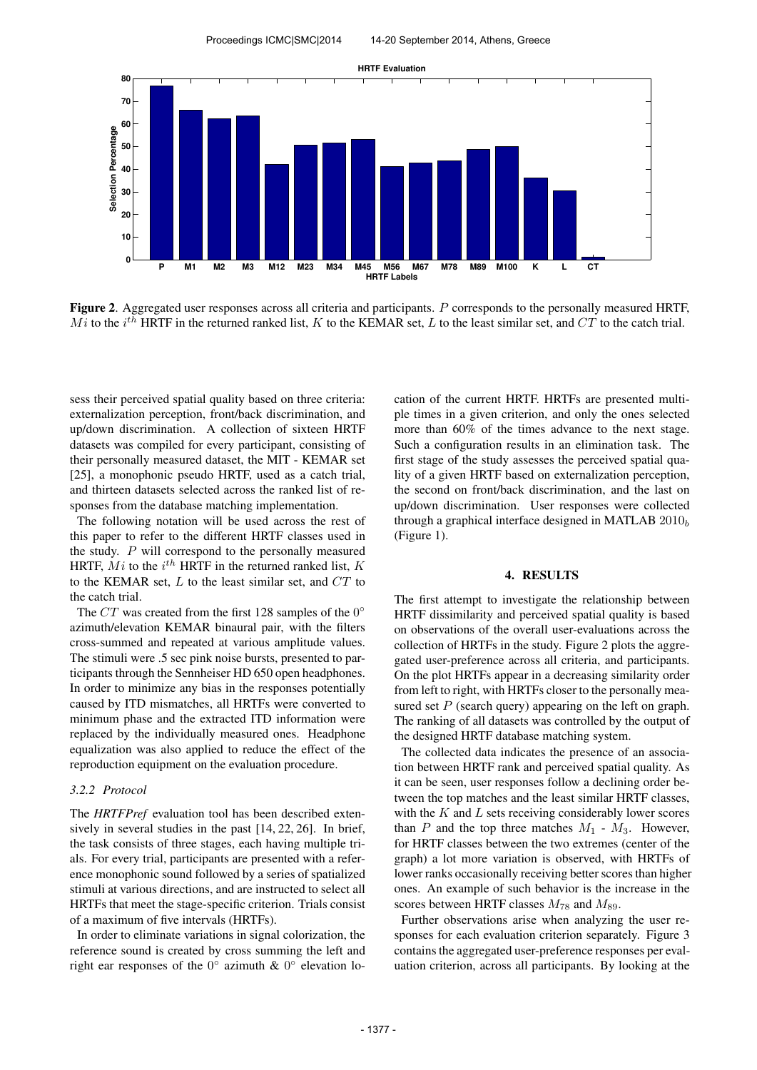Figure 2. Aggregated user responses across all criteria and participants. $P$ corresponds to the personally measured HRTF, $Mi$ to the $i^{th}$ HRTF in the returned ranked list, $K$ to the KEMAR set, $L$ to the least similar set, and $CT$ to the catch trial.

sess their perceived spatial quality based on three criteria: externalization perception, front/back discrimination, and up/down discrimination. A collection of sixteen HRTF datasets was compiled for every participant, consisting of their personally measured dataset, the MIT - KEMAR set [25], a monophonic pseudo HRTF, used as a catch trial, and thirteen datasets selected across the ranked list of responses from the database matching implementation.

The following notation will be used across the rest of this paper to refer to the different HRTF classes used in the study. $P$ will correspond to the personally measured HRTF, $Mi$ to the $i^{th}$ HRTF in the returned ranked list, $K$ to the KEMAR set, $L$ to the least similar set, and $CT$ to the catch trial.

The $CT$ was created from the first 128 samples of the $0^{\circ}$ azimuth/elevation KEMAR binaural pair, with the filters cross-summed and repeated at various amplitude values. The stimuli were .5 sec pink noise bursts, presented to participants through the Sennheiser HD 650 open headphones. In order to minimize any bias in the responses potentially caused by ITD mismatches, all HRTFs were converted to minimum phase and the extracted ITD information were replaced by the individually measured ones. Headphone equalization was also applied to reduce the effect of the reproduction equipment on the evaluation procedure.

### 3.2.2 Protocol

The *HRTFPref* evaluation tool has been described extensively in several studies in the past [14, 22, 26]. In brief, the task consists of three stages, each having multiple trials. For every trial, participants are presented with a reference monophonic sound followed by a series of spatialized stimuli at various directions, and are instructed to select all HRTFs that meet the stage-specific criterion. Trials consist of a maximum of five intervals (HRTFs).

In order to eliminate variations in signal colorization, the reference sound is created by cross summing the left and right ear responses of the $0^{\circ}$ azimuth & $0^{\circ}$ elevation location of the current HRTF. HRTFs are presented multiple times in a given criterion, and only the ones selected more than 60% of the times advance to the next stage. Such a configuration results in an elimination task. The first stage of the study assesses the perceived spatial quality of a given HRTF based on externalization perception, the second on front/back discrimination, and the last on up/down discrimination. User responses were collected through a graphical interface designed in MATLAB $2010_b$ (Figure 1).

## 4. RESULTS

The first attempt to investigate the relationship between HRTF dissimilarity and perceived spatial quality is based on observations of the overall user-evaluations across the collection of HRTFs in the study. Figure 2 plots the aggregated user-preference across all criteria, and participants. On the plot HRTFs appear in a decreasing similarity order from left to right, with HRTFs closer to the personally measured set $P$ (search query) appearing on the left on graph. The ranking of all datasets was controlled by the output of the designed HRTF database matching system.

The collected data indicates the presence of an association between HRTF rank and perceived spatial quality. As it can be seen, user responses follow a declining order between the top matches and the least similar HRTF classes, with the $K$ and $L$ sets receiving considerably lower scores than $P$ and the top three matches $M_1$ - $M_3$. However, for HRTF classes between the two extremes (center of the graph) a lot more variation is observed, with HRTFs of lower ranks occasionally receiving better scores than higher ones. An example of such behavior is the increase in the scores between HRTF classes $M_{78}$ and $M_{89}$.

Further observations arise when analyzing the user responses for each evaluation criterion separately. Figure 3 contains the aggregated user-preference responses per evaluation criterion, across all participants. By looking at the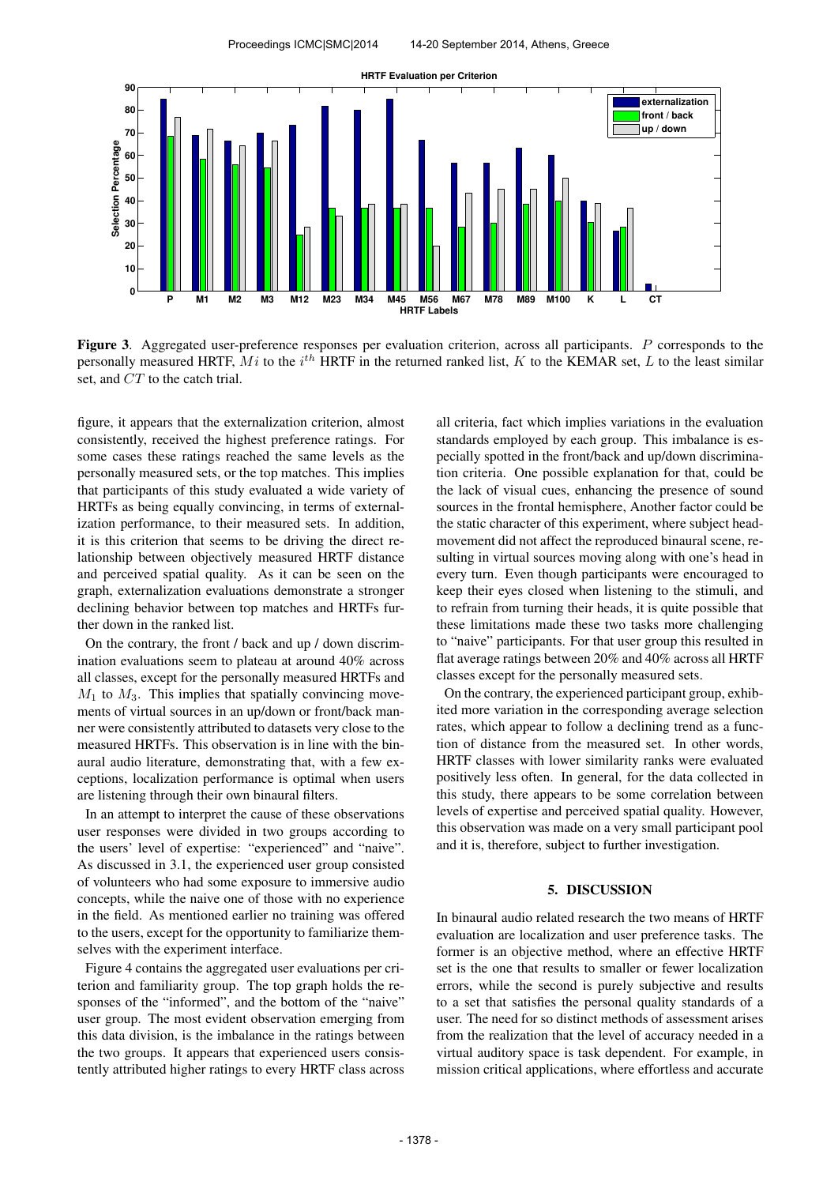**Figure 3**. Aggregated user-preference responses per evaluation criterion, across all participants. $P$ corresponds to the personally measured HRTF, $Mi$ to the $i^{th}$ HRTF in the returned ranked list, $K$ to the KEMAR set, $L$ to the least similar set, and $CT$ to the catch trial.

figure, it appears that the externalization criterion, almost consistently, received the highest preference ratings. For some cases these ratings reached the same levels as the personally measured sets, or the top matches. This implies that participants of this study evaluated a wide variety of HRTFs as being equally convincing, in terms of externalization performance, to their measured sets. In addition, it is this criterion that seems to be driving the direct relationship between objectively measured HRTF distance and perceived spatial quality. As it can be seen on the graph, externalization evaluations demonstrate a stronger declining behavior between top matches and HRTFs further down in the ranked list.

On the contrary, the front / back and up / down discrimination evaluations seem to plateau at around 40% across all classes, except for the personally measured HRTFs and $M_1$ to $M_3$. This implies that spatially convincing movements of virtual sources in an up/down or front/back manner were consistently attributed to datasets very close to the measured HRTFs. This observation is in line with the binaural audio literature, demonstrating that, with a few exceptions, localization performance is optimal when users are listening through their own binaural filters.

In an attempt to interpret the cause of these observations user responses were divided in two groups according to the users' level of expertise: "experienced" and "naive". As discussed in 3.1, the experienced user group consisted of volunteers who had some exposure to immersive audio concepts, while the naive one of those with no experience in the field. As mentioned earlier no training was offered to the users, except for the opportunity to familiarize themselves with the experiment interface.

Figure 4 contains the aggregated user evaluations per criterion and familiarity group. The top graph holds the responses of the "informed", and the bottom of the "naive" user group. The most evident observation emerging from this data division, is the imbalance in the ratings between the two groups. It appears that experienced users consistently attributed higher ratings to every HRTF class across all criteria, fact which implies variations in the evaluation standards employed by each group. This imbalance is especially spotted in the front/back and up/down discrimination criteria. One possible explanation for that, could be the lack of visual cues, enhancing the presence of sound sources in the frontal hemisphere, Another factor could be the static character of this experiment, where subject head-movement did not affect the reproduced binaural scene, resulting in virtual sources moving along with one's head in every turn. Even though participants were encouraged to keep their eyes closed when listening to the stimuli, and to refrain from turning their heads, it is quite possible that these limitations made these two tasks more challenging to "naive" participants. For that user group this resulted in flat average ratings between 20% and 40% across all HRTF classes except for the personally measured sets.

On the contrary, the experienced participant group, exhibited more variation in the corresponding average selection rates, which appear to follow a declining trend as a function of distance from the measured set. In other words, HRTF classes with lower similarity ranks were evaluated positively less often. In general, for the data collected in this study, there appears to be some correlation between levels of expertise and perceived spatial quality. However, this observation was made on a very small participant pool and it is, therefore, subject to further investigation.

## 5. DISCUSSION

In binaural audio related research the two means of HRTF evaluation are localization and user preference tasks. The former is an objective method, where an effective HRTF set is the one that results to smaller or fewer localization errors, while the second is purely subjective and results to a set that satisfies the personal quality standards of a user. The need for so distinct methods of assessment arises from the realization that the level of accuracy needed in a virtual auditory space is task dependent. For example, in mission critical applications, where effortless and accurate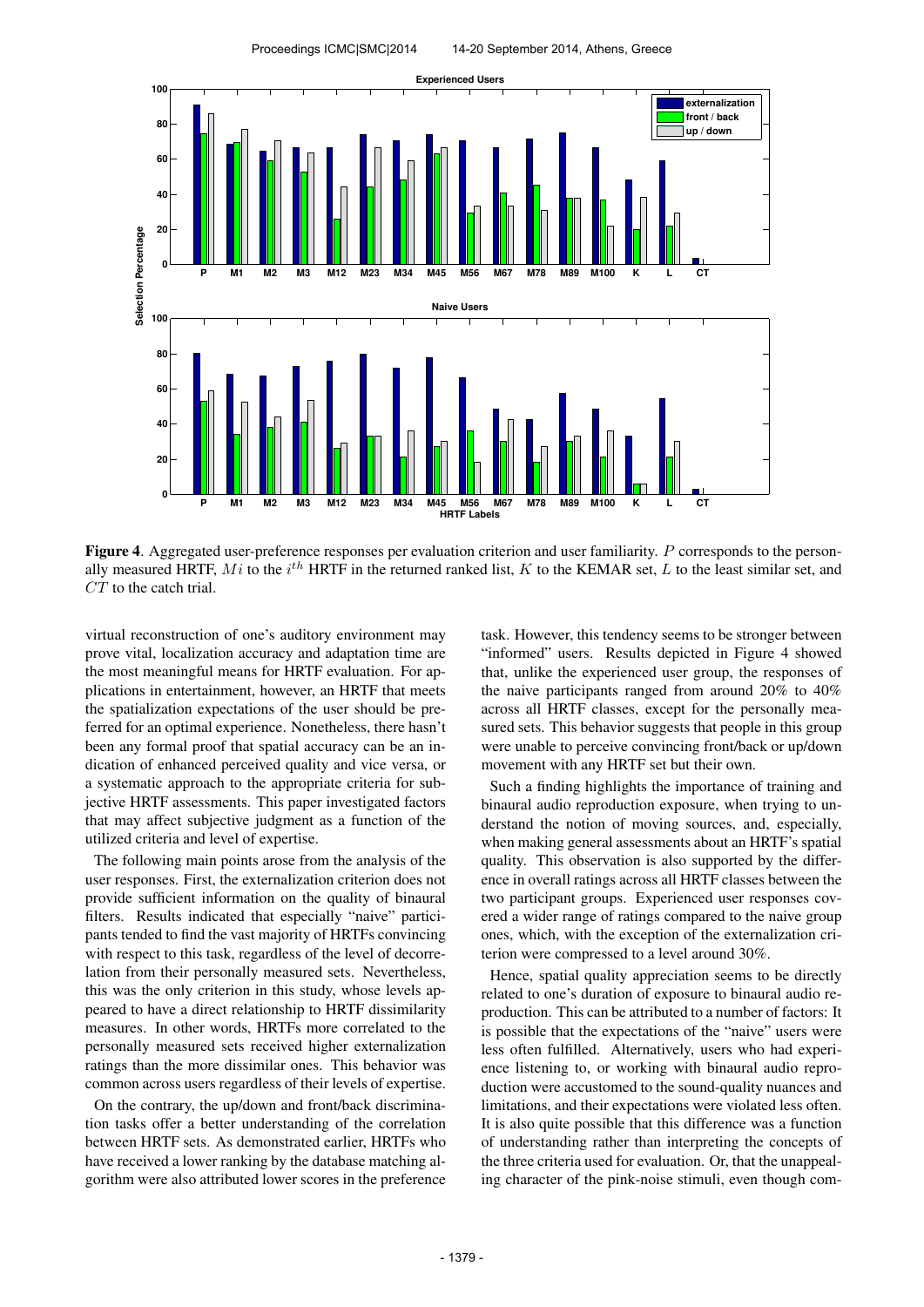**Figure 4**. Aggregated user-preference responses per evaluation criterion and user familiarity. $P$ corresponds to the personally measured HRTF, $Mi$ to the $i^{th}$ HRTF in the returned ranked list, $K$ to the KEMAR set, $L$ to the least similar set, and $CT$ to the catch trial.

virtual reconstruction of one's auditory environment may prove vital, localization accuracy and adaptation time are the most meaningful means for HRTF evaluation. For applications in entertainment, however, an HRTF that meets the spatialization expectations of the user should be preferred for an optimal experience. Nonetheless, there hasn't been any formal proof that spatial accuracy can be an indication of enhanced perceived quality and vice versa, or a systematic approach to the appropriate criteria for subjective HRTF assessments. This paper investigated factors that may affect subjective judgment as a function of the utilized criteria and level of expertise.

The following main points arose from the analysis of the user responses. First, the externalization criterion does not provide sufficient information on the quality of binaural filters. Results indicated that especially "naive" participants tended to find the vast majority of HRTFs convincing with respect to this task, regardless of the level of decorrelation from their personally measured sets. Nevertheless, this was the only criterion in this study, whose levels appeared to have a direct relationship to HRTF dissimilarity measures. In other words, HRTFs more correlated to the personally measured sets received higher externalization ratings than the more dissimilar ones. This behavior was common across users regardless of their levels of expertise.

On the contrary, the up/down and front/back discrimination tasks offer a better understanding of the correlation between HRTF sets. As demonstrated earlier, HRTFs who have received a lower ranking by the database matching algorithm were also attributed lower scores in the preference task. However, this tendency seems to be stronger between "informed" users. Results depicted in Figure 4 showed that, unlike the experienced user group, the responses of the naive participants ranged from around 20% to 40% across all HRTF classes, except for the personally measured sets. This behavior suggests that people in this group were unable to perceive convincing front/back or up/down movement with any HRTF set but their own.

Such a finding highlights the importance of training and binaural audio reproduction exposure, when trying to understand the notion of moving sources, and, especially, when making general assessments about an HRTF's spatial quality. This observation is also supported by the difference in overall ratings across all HRTF classes between the two participant groups. Experienced user responses covered a wider range of ratings compared to the naive group ones, which, with the exception of the externalization criterion were compressed to a level around 30%.

Hence, spatial quality appreciation seems to be directly related to one's duration of exposure to binaural audio reproduction. This can be attributed to a number of factors: It is possible that the expectations of the "naive" users were less often fulfilled. Alternatively, users who had experience listening to, or working with binaural audio reproduction were accustomed to the sound-quality nuances and limitations, and their expectations were violated less often. It is also quite possible that this difference was a function of understanding rather than interpreting the concepts of the three criteria used for evaluation. Or, that the unappealing character of the pink-noise stimuli, even though com-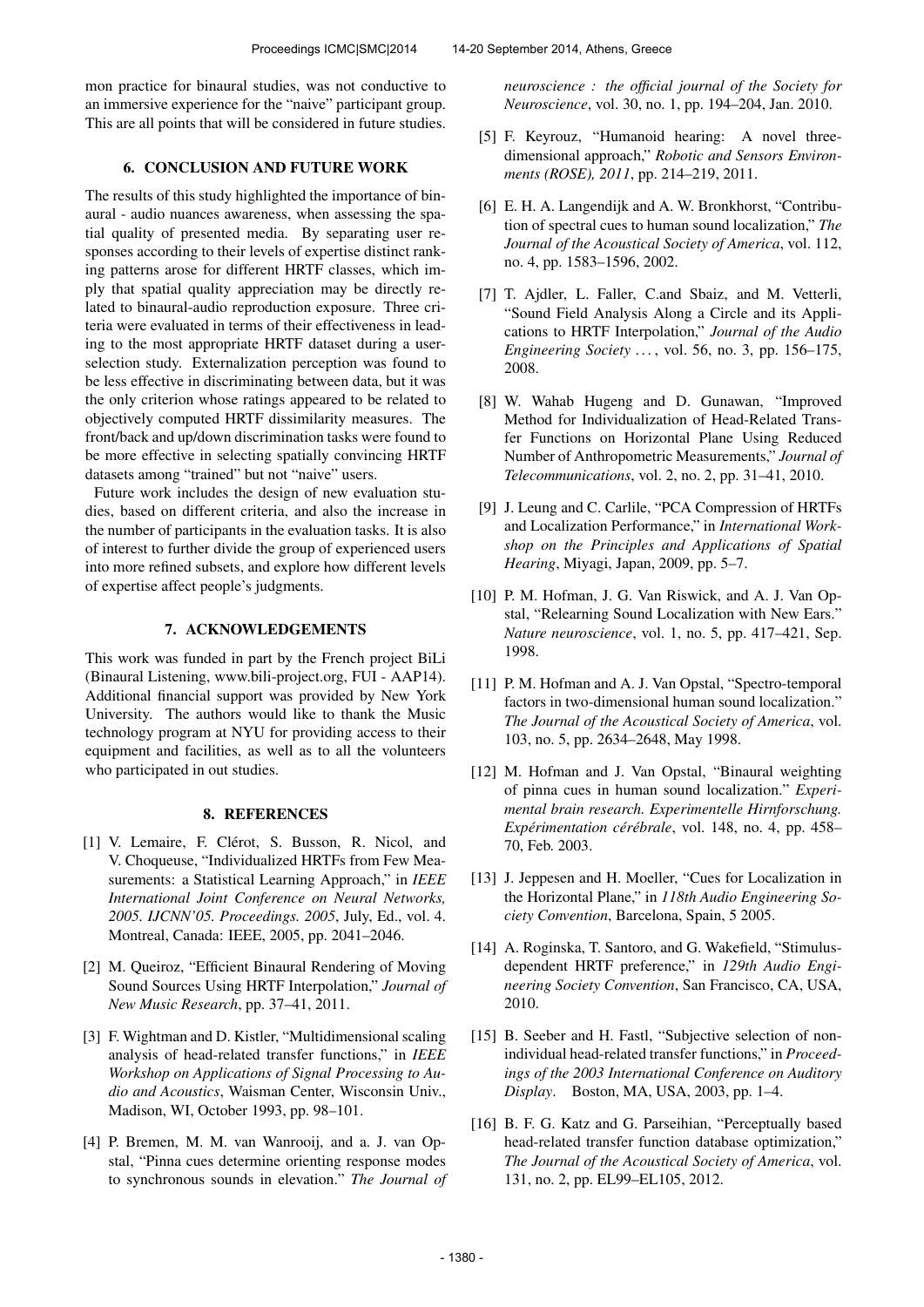mon practice for binaural studies, was not conductive to an immersive experience for the "naive" participant group. This are all points that will be considered in future studies.

## 6. CONCLUSION AND FUTURE WORK

The results of this study highlighted the importance of binaural - audio nuances awareness, when assessing the spatial quality of presented media. By separating user responses according to their levels of expertise distinct ranking patterns arose for different HRTF classes, which imply that spatial quality appreciation may be directly related to binaural-audio reproduction exposure. Three criteria were evaluated in terms of their effectiveness in leading to the most appropriate HRTF dataset during a user-selection study. Externalization perception was found to be less effective in discriminating between data, but it was the only criterion whose ratings appeared to be related to objectively computed HRTF dissimilarity measures. The front/back and up/down discrimination tasks were found to be more effective in selecting spatially convincing HRTF datasets among "trained" but not "naive" users.

Future work includes the design of new evaluation studies, based on different criteria, and also the increase in the number of participants in the evaluation tasks. It is also of interest to further divide the group of experienced users into more refined subsets, and explore how different levels of expertise affect people's judgments.

## 7. ACKNOWLEDGEMENTS

This work was funded in part by the French project BiLi (Binaural Listening, www.bili-project.org, FUI - AAP14). Additional financial support was provided by New York University. The authors would like to thank the Music technology program at NYU for providing access to their equipment and facilities, as well as to all the volunteers who participated in out studies.

## 8. REFERENCES

[1] V. Lemaire, F. Clérot, S. Busson, R. Nicol, and V. Choqueuse, "Individualized HRTFs from Few Measurements: a Statistical Learning Approach," in *IEEE International Joint Conference on Neural Networks, 2005. IJCNN'05. Proceedings. 2005*, July, Ed., vol. 4. Montreal, Canada: IEEE, 2005, pp. 2041–2046.

[2] M. Queiroz, "Efficient Binaural Rendering of Moving Sound Sources Using HRTF Interpolation," *Journal of New Music Research*, pp. 37–41, 2011.

[3] F. Wightman and D. Kistler, "Multidimensional scaling analysis of head-related transfer functions," in *IEEE Workshop on Applications of Signal Processing to Audio and Acoustics*, Waisman Center, Wisconsin Univ., Madison, WI, October 1993, pp. 98–101.

[4] P. Bremen, M. M. van Wanrooij, and a. J. van Opstal, "Pinna cues determine orienting response modes to synchronous sounds in elevation." *The Journal of neuroscience : the official journal of the Society for Neuroscience*, vol. 30, no. 1, pp. 194–204, Jan. 2010.

[5] F. Keyrouz, "Humanoid hearing: A novel three-dimensional approach," *Robotic and Sensors Environments (ROSE), 2011*, pp. 214–219, 2011.

[6] E. H. A. Langendijk and A. W. Bronkhorst, "Contribution of spectral cues to human sound localization," *The Journal of the Acoustical Society of America*, vol. 112, no. 4, pp. 1583–1596, 2002.

[7] T. Ajdler, L. Faller, C.and Sbaiz, and M. Vetterli, "Sound Field Analysis Along a Circle and its Applications to HRTF Interpolation," *Journal of the Audio Engineering Society ...*, vol. 56, no. 3, pp. 156–175, 2008.

[8] W. Wahab Hugeng and D. Gunawan, "Improved Method for Individualization of Head-Related Transfer Functions on Horizontal Plane Using Reduced Number of Anthropometric Measurements," *Journal of Telecommunications*, vol. 2, no. 2, pp. 31–41, 2010.

[9] J. Leung and C. Carlile, "PCA Compression of HRTFs and Localization Performance," in *International Workshop on the Principles and Applications of Spatial Hearing*, Miyagi, Japan, 2009, pp. 5–7.

[10] P. M. Hofman, J. G. Van Riswick, and A. J. Van Opstal, "Relearning Sound Localization with New Ears." *Nature neuroscience*, vol. 1, no. 5, pp. 417–421, Sep. 1998.

[11] P. M. Hofman and A. J. Van Opstal, "Spectro-temporal factors in two-dimensional human sound localization." *The Journal of the Acoustical Society of America*, vol. 103, no. 5, pp. 2634–2648, May 1998.

[12] M. Hofman and J. Van Opstal, "Binaural weighting of pinna cues in human sound localization." *Experimental brain research. Experimentelle Hirnforschung. Expérimentation cérébrale*, vol. 148, no. 4, pp. 458–70, Feb. 2003.

[13] J. Jeppesen and H. Moeller, "Cues for Localization in the Horizontal Plane," in *118th Audio Engineering Society Convention*, Barcelona, Spain, 5 2005.

[14] A. Roginska, T. Santoro, and G. Wakefield, "Stimulus-dependent HRTF preference," in *129th Audio Engineering Society Convention*, San Francisco, CA, USA, 2010.

[15] B. Seeber and H. Fastl, "Subjective selection of non-individual head-related transfer functions," in *Proceedings of the 2003 International Conference on Auditory Display*. Boston, MA, USA, 2003, pp. 1–4.

[16] B. F. G. Katz and G. Parseihian, "Perceptually based head-related transfer function database optimization," *The Journal of the Acoustical Society of America*, vol. 131, no. 2, pp. EL99–EL105, 2012.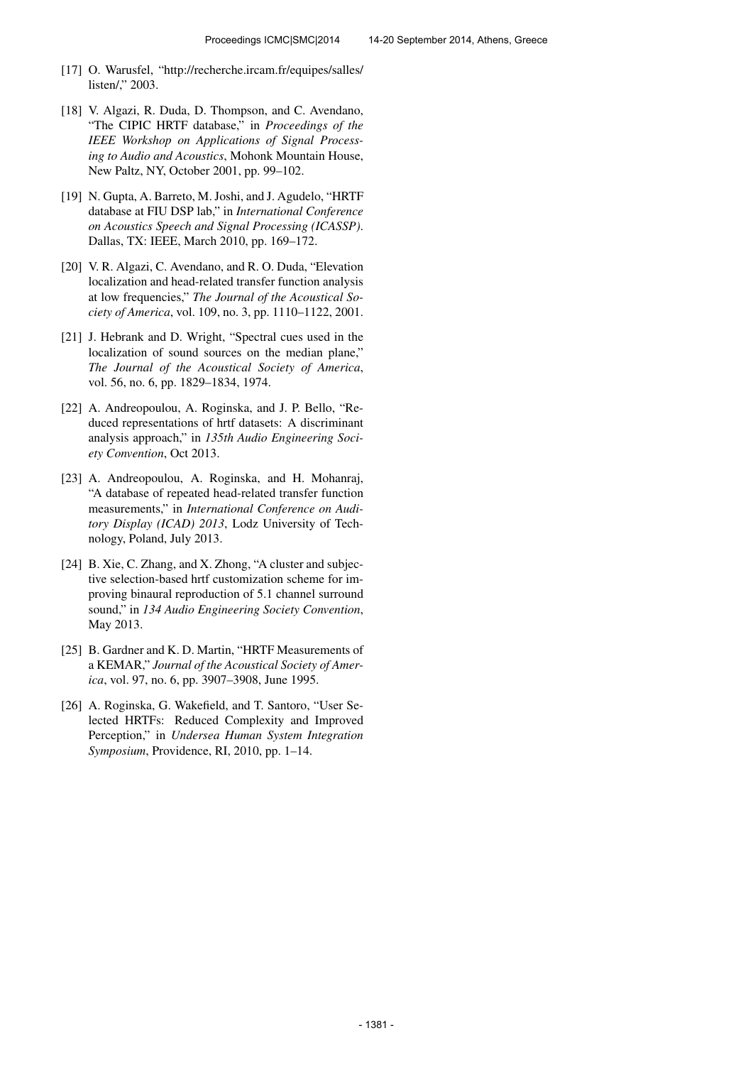[17] O. Warusfel, "http://recherche.ircam.fr/equipes/salles/listen/," 2003.

[18] V. Algazi, R. Duda, D. Thompson, and C. Avendano, "The CIPIC HRTF database," in *Proceedings of the IEEE Workshop on Applications of Signal Processing to Audio and Acoustics*, Mohonk Mountain House, New Paltz, NY, October 2001, pp. 99–102.

[19] N. Gupta, A. Barreto, M. Joshi, and J. Agudelo, "HRTF database at FIU DSP lab," in *International Conference on Acoustics Speech and Signal Processing (ICASSP)*. Dallas, TX: IEEE, March 2010, pp. 169–172.

[20] V. R. Algazi, C. Avendano, and R. O. Duda, "Elevation localization and head-related transfer function analysis at low frequencies," *The Journal of the Acoustical Society of America*, vol. 109, no. 3, pp. 1110–1122, 2001.

[21] J. Hebrank and D. Wright, "Spectral cues used in the localization of sound sources on the median plane," *The Journal of the Acoustical Society of America*, vol. 56, no. 6, pp. 1829–1834, 1974.

[22] A. Andreopoulou, A. Roginska, and J. P. Bello, "Reduced representations of hrtf datasets: A discriminant analysis approach," in *135th Audio Engineering Society Convention*, Oct 2013.

[23] A. Andreopoulou, A. Roginska, and H. Mohanraj, "A database of repeated head-related transfer function measurements," in *International Conference on Auditory Display (ICAD) 2013*, Lodz University of Technology, Poland, July 2013.

[24] B. Xie, C. Zhang, and X. Zhong, "A cluster and subjective selection-based hrtf customization scheme for improving binaural reproduction of 5.1 channel surround sound," in *134 Audio Engineering Society Convention*, May 2013.

[25] B. Gardner and K. D. Martin, "HRTF Measurements of a KEMAR," *Journal of the Acoustical Society of America*, vol. 97, no. 6, pp. 3907–3908, June 1995.

[26] A. Roginska, G. Wakefield, and T. Santoro, "User Selected HRTFs: Reduced Complexity and Improved Perception," in *Undersea Human System Integration Symposium*, Providence, RI, 2010, pp. 1–14.